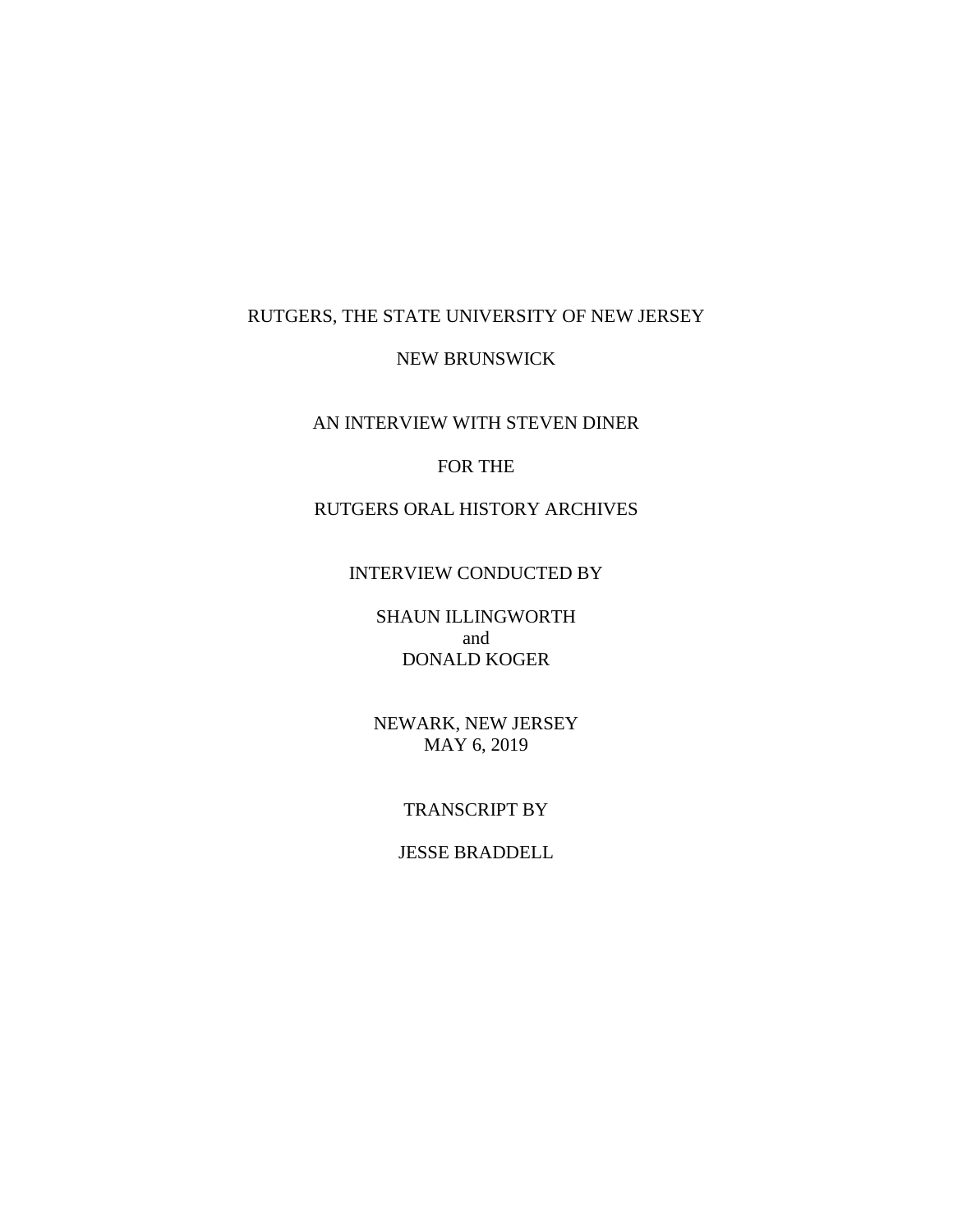RUTGERS, THE STATE UNIVERSITY OF NEW JERSEY

NEW BRUNSWICK

AN INTERVIEW WITH STEVEN DINER

FOR THE

RUTGERS ORAL HISTORY ARCHIVES

INTERVIEW CONDUCTED BY

SHAUN ILLINGWORTH
and
DONALD KOGER

NEWARK, NEW JERSEY
MAY 6, 2019

TRANSCRIPT BY

JESSE BRADDELL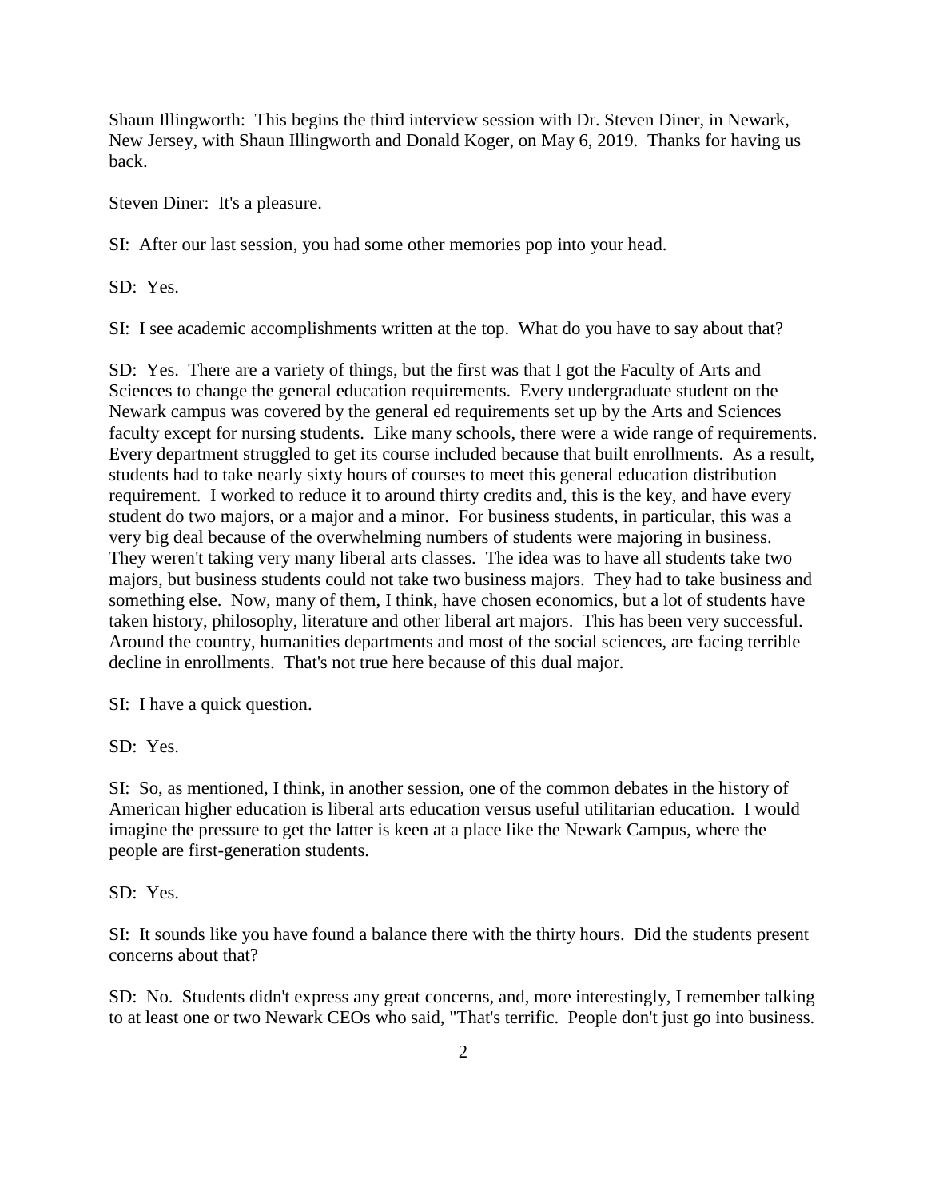Shaun Illingworth: This begins the third interview session with Dr. Steven Diner, in Newark, New Jersey, with Shaun Illingworth and Donald Koger, on May 6, 2019. Thanks for having us back.

Steven Diner: It's a pleasure.

SI: After our last session, you had some other memories pop into your head.

SD: Yes.

SI: I see academic accomplishments written at the top. What do you have to say about that?

SD: Yes. There are a variety of things, but the first was that I got the Faculty of Arts and Sciences to change the general education requirements. Every undergraduate student on the Newark campus was covered by the general ed requirements set up by the Arts and Sciences faculty except for nursing students. Like many schools, there were a wide range of requirements. Every department struggled to get its course included because that built enrollments. As a result, students had to take nearly sixty hours of courses to meet this general education distribution requirement. I worked to reduce it to around thirty credits and, this is the key, and have every student do two majors, or a major and a minor. For business students, in particular, this was a very big deal because of the overwhelming numbers of students were majoring in business. They weren't taking very many liberal arts classes. The idea was to have all students take two majors, but business students could not take two business majors. They had to take business and something else. Now, many of them, I think, have chosen economics, but a lot of students have taken history, philosophy, literature and other liberal art majors. This has been very successful. Around the country, humanities departments and most of the social sciences, are facing terrible decline in enrollments. That's not true here because of this dual major.

SI: I have a quick question.

SD: Yes.

SI: So, as mentioned, I think, in another session, one of the common debates in the history of American higher education is liberal arts education versus useful utilitarian education. I would imagine the pressure to get the latter is keen at a place like the Newark Campus, where the people are first-generation students.

SD: Yes.

SI: It sounds like you have found a balance there with the thirty hours. Did the students present concerns about that?

SD: No. Students didn't express any great concerns, and, more interestingly, I remember talking to at least one or two Newark CEOs who said, "That's terrific. People don't just go into business.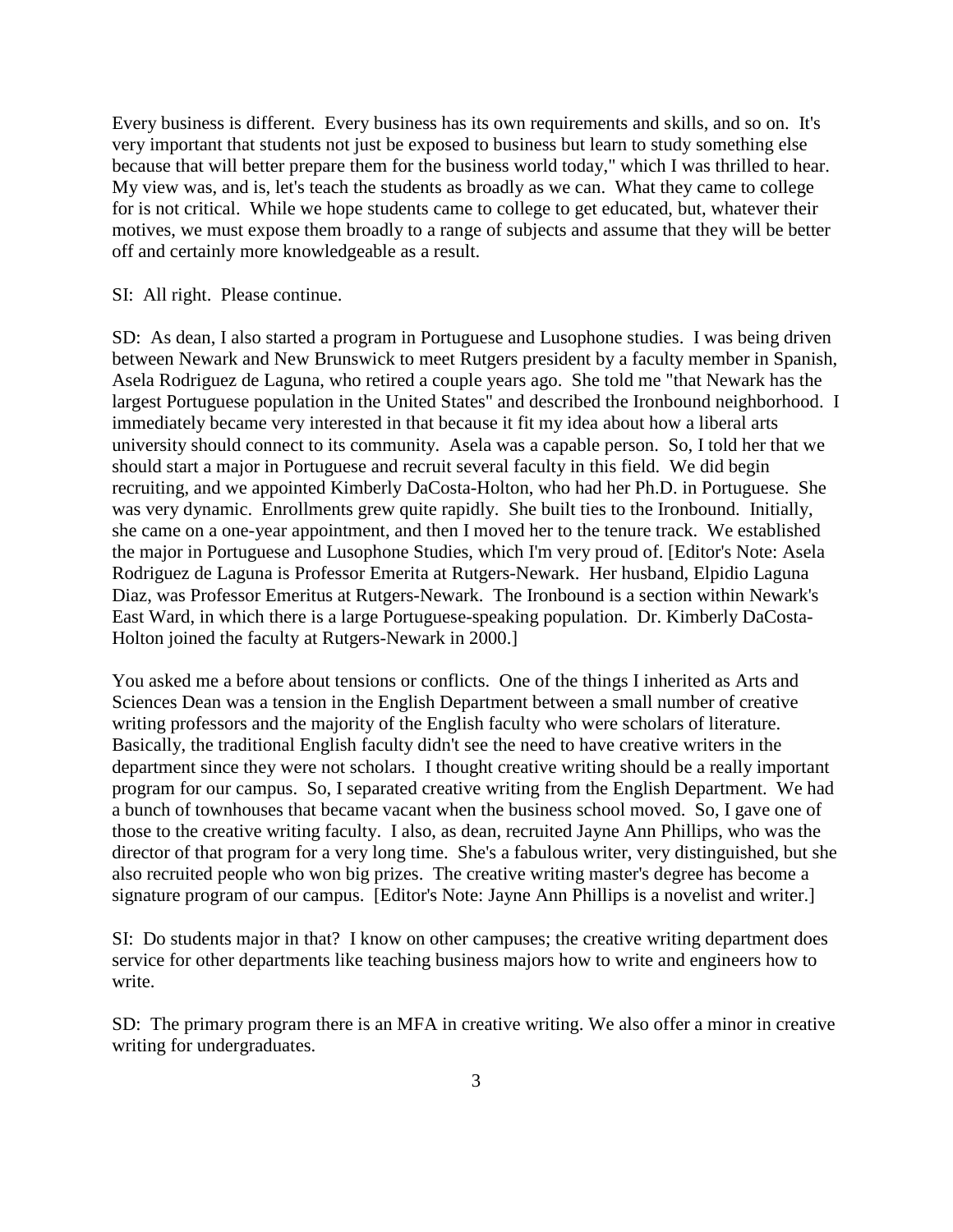Every business is different. Every business has its own requirements and skills, and so on. It's very important that students not just be exposed to business but learn to study something else because that will better prepare them for the business world today," which I was thrilled to hear. My view was, and is, let's teach the students as broadly as we can. What they came to college for is not critical. While we hope students came to college to get educated, but, whatever their motives, we must expose them broadly to a range of subjects and assume that they will be better off and certainly more knowledgeable as a result.

SI: All right. Please continue.

SD: As dean, I also started a program in Portuguese and Lusophone studies. I was being driven between Newark and New Brunswick to meet Rutgers president by a faculty member in Spanish, Asela Rodriguez de Laguna, who retired a couple years ago. She told me "that Newark has the largest Portuguese population in the United States" and described the Ironbound neighborhood. I immediately became very interested in that because it fit my idea about how a liberal arts university should connect to its community. Asela was a capable person. So, I told her that we should start a major in Portuguese and recruit several faculty in this field. We did begin recruiting, and we appointed Kimberly DaCosta-Holton, who had her Ph.D. in Portuguese. She was very dynamic. Enrollments grew quite rapidly. She built ties to the Ironbound. Initially, she came on a one-year appointment, and then I moved her to the tenure track. We established the major in Portuguese and Lusophone Studies, which I'm very proud of. [Editor's Note: Asela Rodriguez de Laguna is Professor Emerita at Rutgers-Newark. Her husband, Elpidio Laguna Diaz, was Professor Emeritus at Rutgers-Newark. The Ironbound is a section within Newark's East Ward, in which there is a large Portuguese-speaking population. Dr. Kimberly DaCosta-Holton joined the faculty at Rutgers-Newark in 2000.]

You asked me a before about tensions or conflicts. One of the things I inherited as Arts and Sciences Dean was a tension in the English Department between a small number of creative writing professors and the majority of the English faculty who were scholars of literature. Basically, the traditional English faculty didn't see the need to have creative writers in the department since they were not scholars. I thought creative writing should be a really important program for our campus. So, I separated creative writing from the English Department. We had a bunch of townhouses that became vacant when the business school moved. So, I gave one of those to the creative writing faculty. I also, as dean, recruited Jayne Ann Phillips, who was the director of that program for a very long time. She's a fabulous writer, very distinguished, but she also recruited people who won big prizes. The creative writing master's degree has become a signature program of our campus. [Editor's Note: Jayne Ann Phillips is a novelist and writer.]

SI: Do students major in that? I know on other campuses; the creative writing department does service for other departments like teaching business majors how to write and engineers how to write.

SD: The primary program there is an MFA in creative writing. We also offer a minor in creative writing for undergraduates.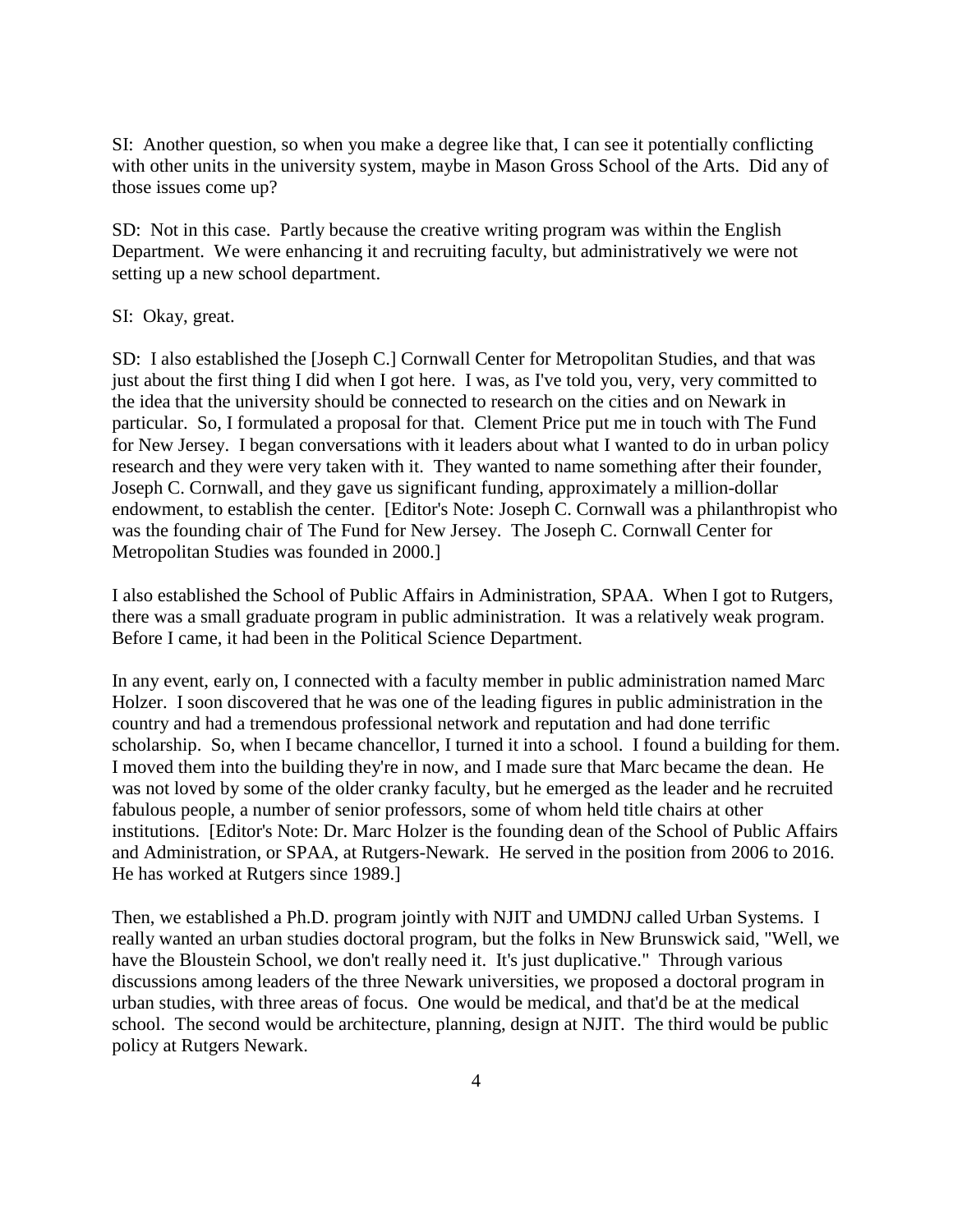SI: Another question, so when you make a degree like that, I can see it potentially conflicting with other units in the university system, maybe in Mason Gross School of the Arts. Did any of those issues come up?

SD: Not in this case. Partly because the creative writing program was within the English Department. We were enhancing it and recruiting faculty, but administratively we were not setting up a new school department.

SI: Okay, great.

SD: I also established the [Joseph C.] Cornwall Center for Metropolitan Studies, and that was just about the first thing I did when I got here. I was, as I've told you, very, very committed to the idea that the university should be connected to research on the cities and on Newark in particular. So, I formulated a proposal for that. Clement Price put me in touch with The Fund for New Jersey. I began conversations with it leaders about what I wanted to do in urban policy research and they were very taken with it. They wanted to name something after their founder, Joseph C. Cornwall, and they gave us significant funding, approximately a million-dollar endowment, to establish the center. [Editor's Note: Joseph C. Cornwall was a philanthropist who was the founding chair of The Fund for New Jersey. The Joseph C. Cornwall Center for Metropolitan Studies was founded in 2000.]

I also established the School of Public Affairs in Administration, SPAA. When I got to Rutgers, there was a small graduate program in public administration. It was a relatively weak program. Before I came, it had been in the Political Science Department.

In any event, early on, I connected with a faculty member in public administration named Marc Holzer. I soon discovered that he was one of the leading figures in public administration in the country and had a tremendous professional network and reputation and had done terrific scholarship. So, when I became chancellor, I turned it into a school. I found a building for them. I moved them into the building they're in now, and I made sure that Marc became the dean. He was not loved by some of the older cranky faculty, but he emerged as the leader and he recruited fabulous people, a number of senior professors, some of whom held title chairs at other institutions. [Editor's Note: Dr. Marc Holzer is the founding dean of the School of Public Affairs and Administration, or SPAA, at Rutgers-Newark. He served in the position from 2006 to 2016. He has worked at Rutgers since 1989.]

Then, we established a Ph.D. program jointly with NJIT and UMDNJ called Urban Systems. I really wanted an urban studies doctoral program, but the folks in New Brunswick said, "Well, we have the Bloustein School, we don't really need it. It's just duplicative." Through various discussions among leaders of the three Newark universities, we proposed a doctoral program in urban studies, with three areas of focus. One would be medical, and that'd be at the medical school. The second would be architecture, planning, design at NJIT. The third would be public policy at Rutgers Newark.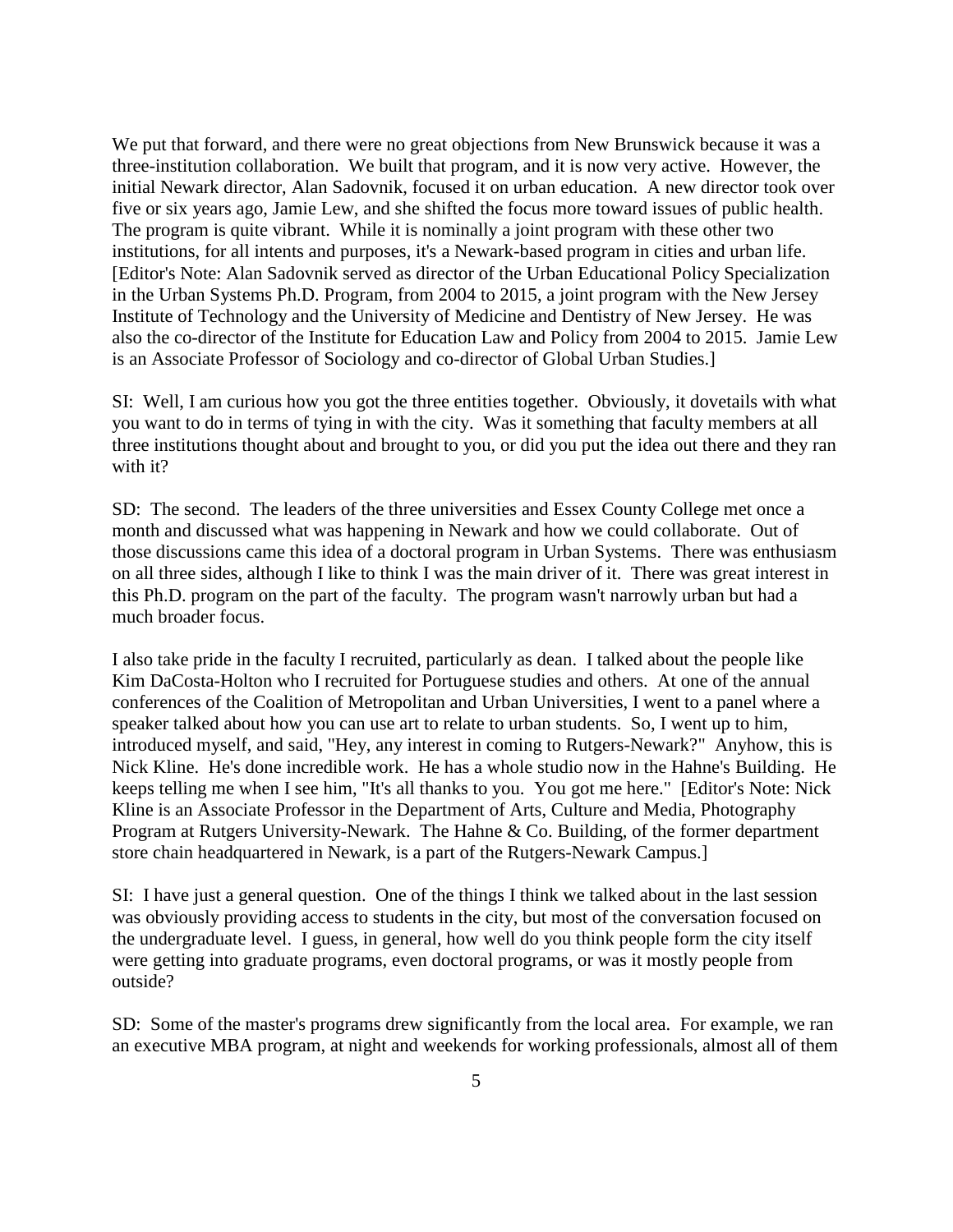We put that forward, and there were no great objections from New Brunswick because it was a three-institution collaboration. We built that program, and it is now very active. However, the initial Newark director, Alan Sadovnik, focused it on urban education. A new director took over five or six years ago, Jamie Lew, and she shifted the focus more toward issues of public health. The program is quite vibrant. While it is nominally a joint program with these other two institutions, for all intents and purposes, it's a Newark-based program in cities and urban life. [Editor's Note: Alan Sadovnik served as director of the Urban Educational Policy Specialization in the Urban Systems Ph.D. Program, from 2004 to 2015, a joint program with the New Jersey Institute of Technology and the University of Medicine and Dentistry of New Jersey. He was also the co-director of the Institute for Education Law and Policy from 2004 to 2015. Jamie Lew is an Associate Professor of Sociology and co-director of Global Urban Studies.]

SI: Well, I am curious how you got the three entities together. Obviously, it dovetails with what you want to do in terms of tying in with the city. Was it something that faculty members at all three institutions thought about and brought to you, or did you put the idea out there and they ran with it?

SD: The second. The leaders of the three universities and Essex County College met once a month and discussed what was happening in Newark and how we could collaborate. Out of those discussions came this idea of a doctoral program in Urban Systems. There was enthusiasm on all three sides, although I like to think I was the main driver of it. There was great interest in this Ph.D. program on the part of the faculty. The program wasn't narrowly urban but had a much broader focus.

I also take pride in the faculty I recruited, particularly as dean. I talked about the people like Kim DaCosta-Holton who I recruited for Portuguese studies and others. At one of the annual conferences of the Coalition of Metropolitan and Urban Universities, I went to a panel where a speaker talked about how you can use art to relate to urban students. So, I went up to him, introduced myself, and said, "Hey, any interest in coming to Rutgers-Newark?" Anyhow, this is Nick Kline. He's done incredible work. He has a whole studio now in the Hahne's Building. He keeps telling me when I see him, "It's all thanks to you. You got me here." [Editor's Note: Nick Kline is an Associate Professor in the Department of Arts, Culture and Media, Photography Program at Rutgers University-Newark. The Hahne & Co. Building, of the former department store chain headquartered in Newark, is a part of the Rutgers-Newark Campus.]

SI: I have just a general question. One of the things I think we talked about in the last session was obviously providing access to students in the city, but most of the conversation focused on the undergraduate level. I guess, in general, how well do you think people form the city itself were getting into graduate programs, even doctoral programs, or was it mostly people from outside?

SD: Some of the master's programs drew significantly from the local area. For example, we ran an executive MBA program, at night and weekends for working professionals, almost all of them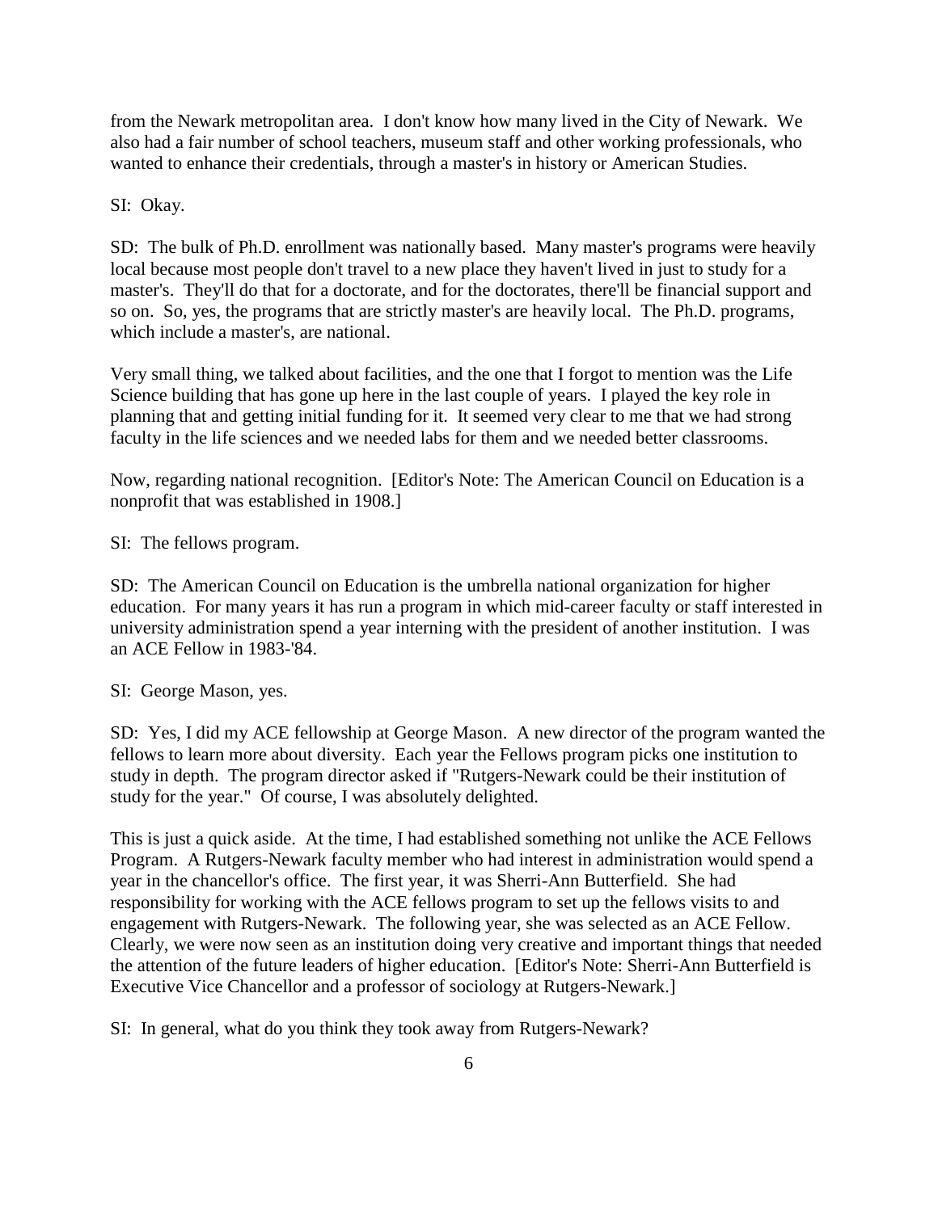from the Newark metropolitan area. I don't know how many lived in the City of Newark. We also had a fair number of school teachers, museum staff and other working professionals, who wanted to enhance their credentials, through a master's in history or American Studies.

SI: Okay.

SD: The bulk of Ph.D. enrollment was nationally based. Many master's programs were heavily local because most people don't travel to a new place they haven't lived in just to study for a master's. They'll do that for a doctorate, and for the doctorates, there'll be financial support and so on. So, yes, the programs that are strictly master's are heavily local. The Ph.D. programs, which include a master's, are national.

Very small thing, we talked about facilities, and the one that I forgot to mention was the Life Science building that has gone up here in the last couple of years. I played the key role in planning that and getting initial funding for it. It seemed very clear to me that we had strong faculty in the life sciences and we needed labs for them and we needed better classrooms.

Now, regarding national recognition. [Editor's Note: The American Council on Education is a nonprofit that was established in 1908.]

SI: The fellows program.

SD: The American Council on Education is the umbrella national organization for higher education. For many years it has run a program in which mid-career faculty or staff interested in university administration spend a year interning with the president of another institution. I was an ACE Fellow in 1983-'84.

SI: George Mason, yes.

SD: Yes, I did my ACE fellowship at George Mason. A new director of the program wanted the fellows to learn more about diversity. Each year the Fellows program picks one institution to study in depth. The program director asked if "Rutgers-Newark could be their institution of study for the year." Of course, I was absolutely delighted.

This is just a quick aside. At the time, I had established something not unlike the ACE Fellows Program. A Rutgers-Newark faculty member who had interest in administration would spend a year in the chancellor's office. The first year, it was Sherri-Ann Butterfield. She had responsibility for working with the ACE fellows program to set up the fellows visits to and engagement with Rutgers-Newark. The following year, she was selected as an ACE Fellow. Clearly, we were now seen as an institution doing very creative and important things that needed the attention of the future leaders of higher education. [Editor's Note: Sherri-Ann Butterfield is Executive Vice Chancellor and a professor of sociology at Rutgers-Newark.]

SI: In general, what do you think they took away from Rutgers-Newark?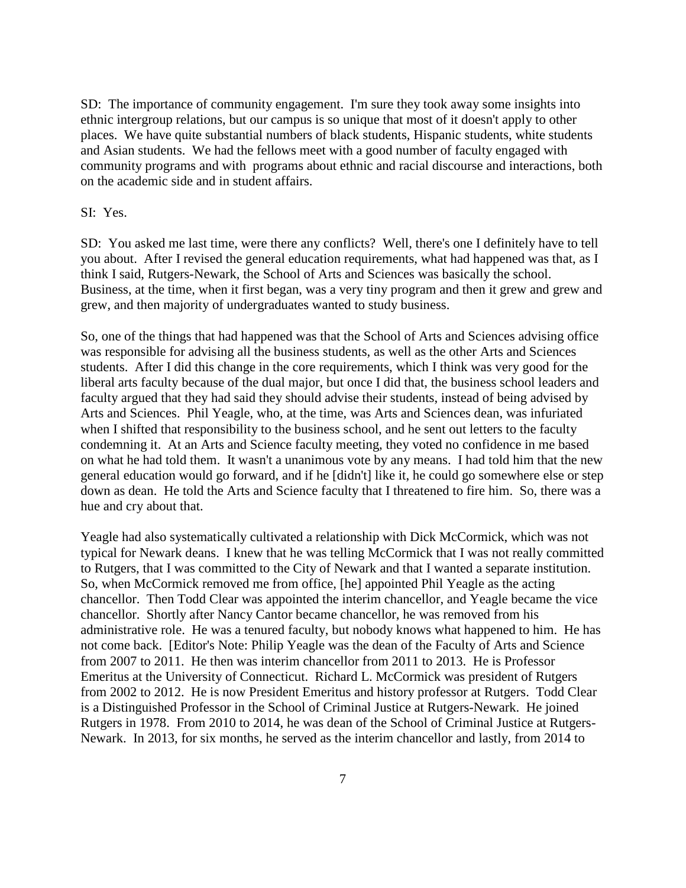SD: The importance of community engagement. I'm sure they took away some insights into ethnic intergroup relations, but our campus is so unique that most of it doesn't apply to other places. We have quite substantial numbers of black students, Hispanic students, white students and Asian students. We had the fellows meet with a good number of faculty engaged with community programs and with programs about ethnic and racial discourse and interactions, both on the academic side and in student affairs.

SI: Yes.

SD: You asked me last time, were there any conflicts? Well, there's one I definitely have to tell you about. After I revised the general education requirements, what had happened was that, as I think I said, Rutgers-Newark, the School of Arts and Sciences was basically the school. Business, at the time, when it first began, was a very tiny program and then it grew and grew and grew, and then majority of undergraduates wanted to study business.

So, one of the things that had happened was that the School of Arts and Sciences advising office was responsible for advising all the business students, as well as the other Arts and Sciences students. After I did this change in the core requirements, which I think was very good for the liberal arts faculty because of the dual major, but once I did that, the business school leaders and faculty argued that they had said they should advise their students, instead of being advised by Arts and Sciences. Phil Yeagle, who, at the time, was Arts and Sciences dean, was infuriated when I shifted that responsibility to the business school, and he sent out letters to the faculty condemning it. At an Arts and Science faculty meeting, they voted no confidence in me based on what he had told them. It wasn't a unanimous vote by any means. I had told him that the new general education would go forward, and if he [didn't] like it, he could go somewhere else or step down as dean. He told the Arts and Science faculty that I threatened to fire him. So, there was a hue and cry about that.

Yeagle had also systematically cultivated a relationship with Dick McCormick, which was not typical for Newark deans. I knew that he was telling McCormick that I was not really committed to Rutgers, that I was committed to the City of Newark and that I wanted a separate institution. So, when McCormick removed me from office, [he] appointed Phil Yeagle as the acting chancellor. Then Todd Clear was appointed the interim chancellor, and Yeagle became the vice chancellor. Shortly after Nancy Cantor became chancellor, he was removed from his administrative role. He was a tenured faculty, but nobody knows what happened to him. He has not come back. [Editor's Note: Philip Yeagle was the dean of the Faculty of Arts and Science from 2007 to 2011. He then was interim chancellor from 2011 to 2013. He is Professor Emeritus at the University of Connecticut. Richard L. McCormick was president of Rutgers from 2002 to 2012. He is now President Emeritus and history professor at Rutgers. Todd Clear is a Distinguished Professor in the School of Criminal Justice at Rutgers-Newark. He joined Rutgers in 1978. From 2010 to 2014, he was dean of the School of Criminal Justice at Rutgers-Newark. In 2013, for six months, he served as the interim chancellor and lastly, from 2014 to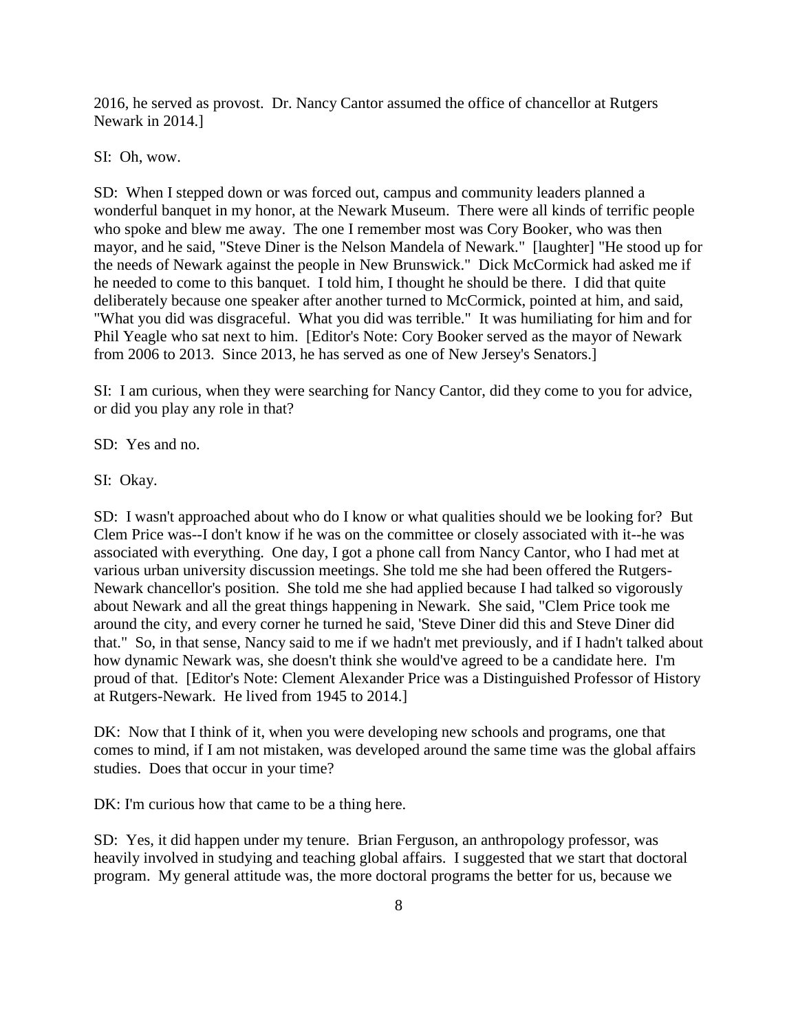2016, he served as provost. Dr. Nancy Cantor assumed the office of chancellor at Rutgers Newark in 2014.]

SI: Oh, wow.

SD: When I stepped down or was forced out, campus and community leaders planned a wonderful banquet in my honor, at the Newark Museum. There were all kinds of terrific people who spoke and blew me away. The one I remember most was Cory Booker, who was then mayor, and he said, "Steve Diner is the Nelson Mandela of Newark." [laughter] "He stood up for the needs of Newark against the people in New Brunswick." Dick McCormick had asked me if he needed to come to this banquet. I told him, I thought he should be there. I did that quite deliberately because one speaker after another turned to McCormick, pointed at him, and said, "What you did was disgraceful. What you did was terrible." It was humiliating for him and for Phil Yeagle who sat next to him. [Editor's Note: Cory Booker served as the mayor of Newark from 2006 to 2013. Since 2013, he has served as one of New Jersey's Senators.]

SI: I am curious, when they were searching for Nancy Cantor, did they come to you for advice, or did you play any role in that?

SD: Yes and no.

SI: Okay.

SD: I wasn't approached about who do I know or what qualities should we be looking for? But Clem Price was--I don't know if he was on the committee or closely associated with it--he was associated with everything. One day, I got a phone call from Nancy Cantor, who I had met at various urban university discussion meetings. She told me she had been offered the Rutgers-Newark chancellor's position. She told me she had applied because I had talked so vigorously about Newark and all the great things happening in Newark. She said, "Clem Price took me around the city, and every corner he turned he said, 'Steve Diner did this and Steve Diner did that." So, in that sense, Nancy said to me if we hadn't met previously, and if I hadn't talked about how dynamic Newark was, she doesn't think she would've agreed to be a candidate here. I'm proud of that. [Editor's Note: Clement Alexander Price was a Distinguished Professor of History at Rutgers-Newark. He lived from 1945 to 2014.]

DK: Now that I think of it, when you were developing new schools and programs, one that comes to mind, if I am not mistaken, was developed around the same time was the global affairs studies. Does that occur in your time?

DK: I'm curious how that came to be a thing here.

SD: Yes, it did happen under my tenure. Brian Ferguson, an anthropology professor, was heavily involved in studying and teaching global affairs. I suggested that we start that doctoral program. My general attitude was, the more doctoral programs the better for us, because we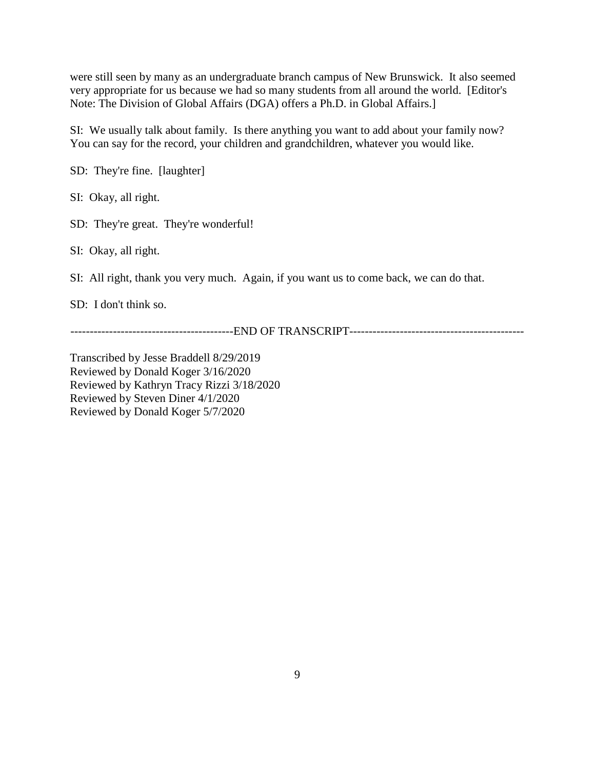were still seen by many as an undergraduate branch campus of New Brunswick. It also seemed very appropriate for us because we had so many students from all around the world. [Editor's Note: The Division of Global Affairs (DGA) offers a Ph.D. in Global Affairs.]

SI: We usually talk about family. Is there anything you want to add about your family now? You can say for the record, your children and grandchildren, whatever you would like.

SD: They're fine. [laughter]

SI: Okay, all right.

SD: They're great. They're wonderful!

SI: Okay, all right.

SI: All right, thank you very much. Again, if you want us to come back, we can do that.

SD: I don't think so.

------------------------------------------END OF TRANSCRIPT---------------------------------------------

Transcribed by Jesse Braddell 8/29/2019
Reviewed by Donald Koger 3/16/2020
Reviewed by Kathryn Tracy Rizzi 3/18/2020
Reviewed by Steven Diner 4/1/2020
Reviewed by Donald Koger 5/7/2020